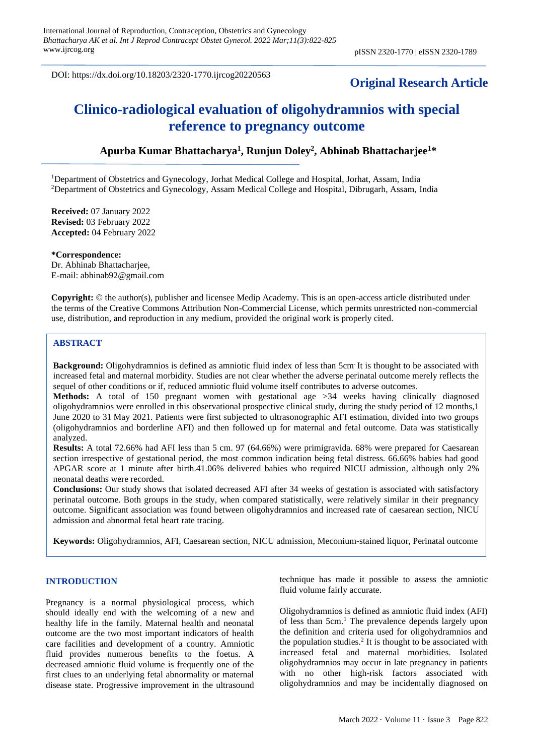DOI: https://dx.doi.org/10.18203/2320-1770.ijrcog20220563

**Original Research Article**

# Clinico-radiological evaluation of oligohydramnios with special reference to pregnancy outcome

**Apurba Kumar Bhattacharya[1], Runjun Doley[2], Abhinab Bhattacharjee[1]***

[1]Department of Obstetrics and Gynecology, Jorhat Medical College and Hospital, Jorhat, Assam, India
[2]Department of Obstetrics and Gynecology, Assam Medical College and Hospital, Dibrugarh, Assam, India

**Received:** 07 January 2022
**Revised:** 03 February 2022
**Accepted:** 04 February 2022

***Correspondence:**
Dr. Abhinab Bhattacharjee,
E-mail: abhinab92@gmail.com

**Copyright:** © the author(s), publisher and licensee Medip Academy. This is an open-access article distributed under the terms of the Creative Commons Attribution Non-Commercial License, which permits unrestricted non-commercial use, distribution, and reproduction in any medium, provided the original work is properly cited.

## ABSTRACT

**Background:** Oligohydramnios is defined as amniotic fluid index of less than 5cm. It is thought to be associated with increased fetal and maternal morbidity. Studies are not clear whether the adverse perinatal outcome merely reflects the sequel of other conditions or if, reduced amniotic fluid volume itself contributes to adverse outcomes.

**Methods:** A total of 150 pregnant women with gestational age >34 weeks having clinically diagnosed oligohydramnios were enrolled in this observational prospective clinical study, during the study period of 12 months,1 June 2020 to 31 May 2021. Patients were first subjected to ultrasonographic AFI estimation, divided into two groups (oligohydramnios and borderline AFI) and then followed up for maternal and fetal outcome. Data was statistically analyzed.

**Results:** A total 72.66% had AFI less than 5 cm. 97 (64.66%) were primigravida. 68% were prepared for Caesarean section irrespective of gestational period, the most common indication being fetal distress. 66.66% babies had good APGAR score at 1 minute after birth.41.06% delivered babies who required NICU admission, although only 2% neonatal deaths were recorded.

**Conclusions:** Our study shows that isolated decreased AFI after 34 weeks of gestation is associated with satisfactory perinatal outcome. Both groups in the study, when compared statistically, were relatively similar in their pregnancy outcome. Significant association was found between oligohydramnios and increased rate of caesarean section, NICU admission and abnormal fetal heart rate tracing.

**Keywords:** Oligohydramnios, AFI, Caesarean section, NICU admission, Meconium-stained liquor, Perinatal outcome

## INTRODUCTION

Pregnancy is a normal physiological process, which should ideally end with the welcoming of a new and healthy life in the family. Maternal health and neonatal outcome are the two most important indicators of health care facilities and development of a country. Amniotic fluid provides numerous benefits to the foetus. A decreased amniotic fluid volume is frequently one of the first clues to an underlying fetal abnormality or maternal disease state. Progressive improvement in the ultrasound technique has made it possible to assess the amniotic fluid volume fairly accurate.

Oligohydramnios is defined as amniotic fluid index (AFI) of less than 5cm.[1] The prevalence depends largely upon the definition and criteria used for oligohydramnios and the population studies.[2] It is thought to be associated with increased fetal and maternal morbidities. Isolated oligohydramnios may occur in late pregnancy in patients with no other high-risk factors associated with oligohydramnios and may be incidentally diagnosed on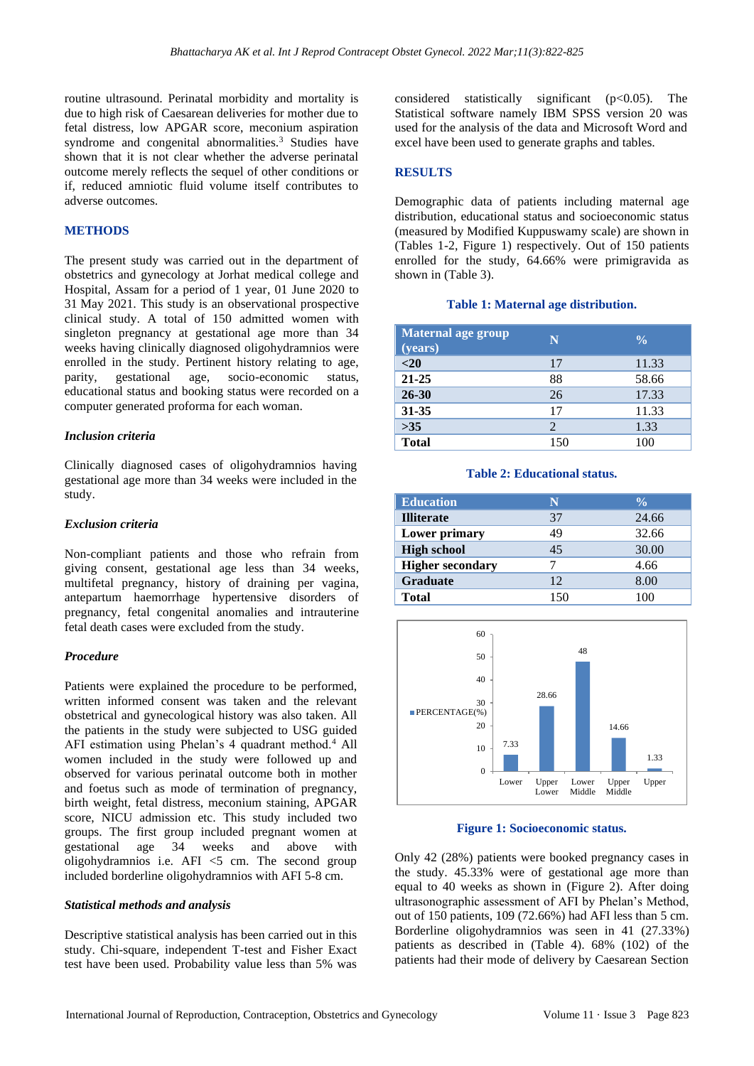routine ultrasound. Perinatal morbidity and mortality is due to high risk of Caesarean deliveries for mother due to fetal distress, low APGAR score, meconium aspiration syndrome and congenital abnormalities.[3] Studies have shown that it is not clear whether the adverse perinatal outcome merely reflects the sequel of other conditions or if, reduced amniotic fluid volume itself contributes to adverse outcomes.

## METHODS

The present study was carried out in the department of obstetrics and gynecology at Jorhat medical college and Hospital, Assam for a period of 1 year, 01 June 2020 to 31 May 2021. This study is an observational prospective clinical study. A total of 150 admitted women with singleton pregnancy at gestational age more than 34 weeks having clinically diagnosed oligohydramnios were enrolled in the study. Pertinent history relating to age, parity, gestational age, socio-economic status, educational status and booking status were recorded on a computer generated proforma for each woman.

### *Inclusion criteria*

Clinically diagnosed cases of oligohydramnios having gestational age more than 34 weeks were included in the study.

### *Exclusion criteria*

Non-compliant patients and those who refrain from giving consent, gestational age less than 34 weeks, multifetal pregnancy, history of draining per vagina, antepartum haemorrhage hypertensive disorders of pregnancy, fetal congenital anomalies and intrauterine fetal death cases were excluded from the study.

### *Procedure*

Patients were explained the procedure to be performed, written informed consent was taken and the relevant obstetrical and gynecological history was also taken. All the patients in the study were subjected to USG guided AFI estimation using Phelan's 4 quadrant method.[4] All women included in the study were followed up and observed for various perinatal outcome both in mother and foetus such as mode of termination of pregnancy, birth weight, fetal distress, meconium staining, APGAR score, NICU admission etc. This study included two groups. The first group included pregnant women at gestational age 34 weeks and above with oligohydramnios i.e. AFI <5 cm. The second group included borderline oligohydramnios with AFI 5-8 cm.

### *Statistical methods and analysis*

Descriptive statistical analysis has been carried out in this study. Chi-square, independent T-test and Fisher Exact test have been used. Probability value less than 5% was considered statistically significant ($p<0.05$). The Statistical software namely IBM SPSS version 20 was used for the analysis of the data and Microsoft Word and excel have been used to generate graphs and tables.

## RESULTS

Demographic data of patients including maternal age distribution, educational status and socioeconomic status (measured by Modified Kuppuswamy scale) are shown in (Tables 1-2, Figure 1) respectively. Out of 150 patients enrolled for the study, 64.66% were primigravida as shown in (Table 3).

**Table 1: Maternal age distribution.**

| Maternal age group (years) | N | % |
|---|---|---|
| <20 | 17 | 11.33 |
| 21-25 | 88 | 58.66 |
| 26-30 | 26 | 17.33 |
| 31-35 | 17 | 11.33 |
| >35 | 2 | 1.33 |
| Total | 150 | 100 |

**Table 2: Educational status.**

| Education | N | % |
|---|---|---|
| Illiterate | 37 | 24.66 |
| Lower primary | 49 | 32.66 |
| High school | 45 | 30.00 |
| Higher secondary | 7 | 4.66 |
| Graduate | 12 | 8.00 |
| Total | 150 | 100 |

| Socioeconomic status | PERCENTAGE(%) |
|---|---|
| Lower | 7.33 |
| Upper Lower | 28.66 |
| Lower Middle | 48 |
| Upper Middle | 14.66 |
| Upper | 1.33 |

**Figure 1: Socioeconomic status.**

Only 42 (28%) patients were booked pregnancy cases in the study. 45.33% were of gestational age more than equal to 40 weeks as shown in (Figure 2). After doing ultrasonographic assessment of AFI by Phelan's Method, out of 150 patients, 109 (72.66%) had AFI less than 5 cm. Borderline oligohydramnios was seen in 41 (27.33%) patients as described in (Table 4). 68% (102) of the patients had their mode of delivery by Caesarean Section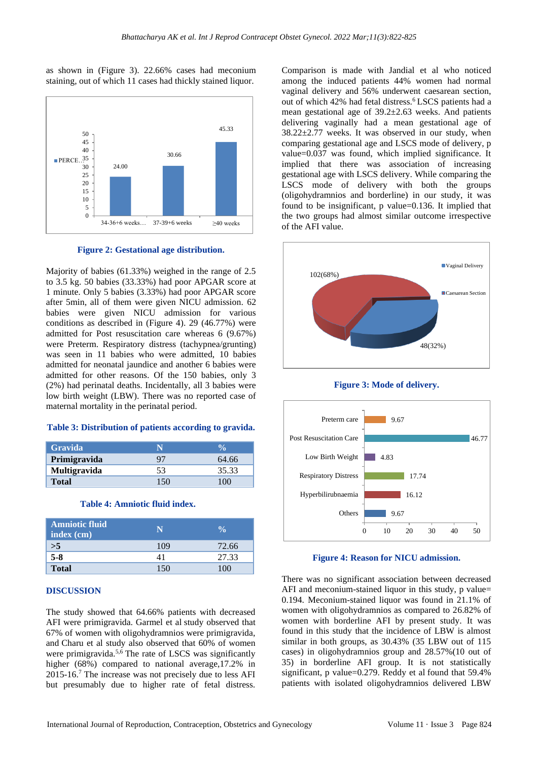as shown in (Figure 3). 22.66% cases had meconium staining, out of which 11 cases had thickly stained liquor.

**Figure 2: Gestational age distribution.**

Majority of babies (61.33%) weighed in the range of 2.5 to 3.5 kg. 50 babies (33.33%) had poor APGAR score at 1 minute. Only 5 babies (3.33%) had poor APGAR score after 5min, all of them were given NICU admission. 62 babies were given NICU admission for various conditions as described in (Figure 4). 29 (46.77%) were admitted for Post resuscitation care whereas 6 (9.67%) were Preterm. Respiratory distress (tachypnea/grunting) was seen in 11 babies who were admitted, 10 babies admitted for neonatal jaundice and another 6 babies were admitted for other reasons. Of the 150 babies, only 3 (2%) had perinatal deaths. Incidentally, all 3 babies were low birth weight (LBW). There was no reported case of maternal mortality in the perinatal period.

**Table 3: Distribution of patients according to gravida.**

| Gravida | N | % |
|---|---|---|
| **Primigravida** | 97 | 64.66 |
| **Multigravida** | 53 | 35.33 |
| **Total** | 150 | 100 |

**Table 4: Amniotic fluid index.**

| Amniotic fluid index (cm) | N | % |
|---|---|---|
| **>5** | 109 | 72.66 |
| **5-8** | 41 | 27.33 |
| **Total** | 150 | 100 |

## DISCUSSION

The study showed that 64.66% patients with decreased AFI were primigravida. Garmel et al study observed that 67% of women with oligohydramnios were primigravida, and Charu et al study also observed that 60% of women were primigravida.[5,6] The rate of LSCS was significantly higher (68%) compared to national average,17.2% in 2015-16.[7] The increase was not precisely due to less AFI but presumably due to higher rate of fetal distress. Comparison is made with Jandial et al who noticed among the induced patients 44% women had normal vaginal delivery and 56% underwent caesarean section, out of which 42% had fetal distress.[6] LSCS patients had a mean gestational age of 39.2±2.63 weeks. And patients delivering vaginally had a mean gestational age of 38.22±2.77 weeks. It was observed in our study, when comparing gestational age and LSCS mode of delivery, p value=0.037 was found, which implied significance. It implied that there was association of increasing gestational age with LSCS delivery. While comparing the LSCS mode of delivery with both the groups (oligohydramnios and borderline) in our study, it was found to be insignificant, p value=0.136. It implied that the two groups had almost similar outcome irrespective of the AFI value.

**Figure 3: Mode of delivery.**

**Figure 4: Reason for NICU admission.**

There was no significant association between decreased AFI and meconium-stained liquor in this study, p value= 0.194. Meconium-stained liquor was found in 21.1% of women with oligohydramnios as compared to 26.82% of women with borderline AFI by present study. It was found in this study that the incidence of LBW is almost similar in both groups, as 30.43% (35 LBW out of 115 cases) in oligohydramnios group and 28.57%(10 out of 35) in borderline AFI group. It is not statistically significant, p value=0.279. Reddy et al found that 59.4% patients with isolated oligohydramnios delivered LBW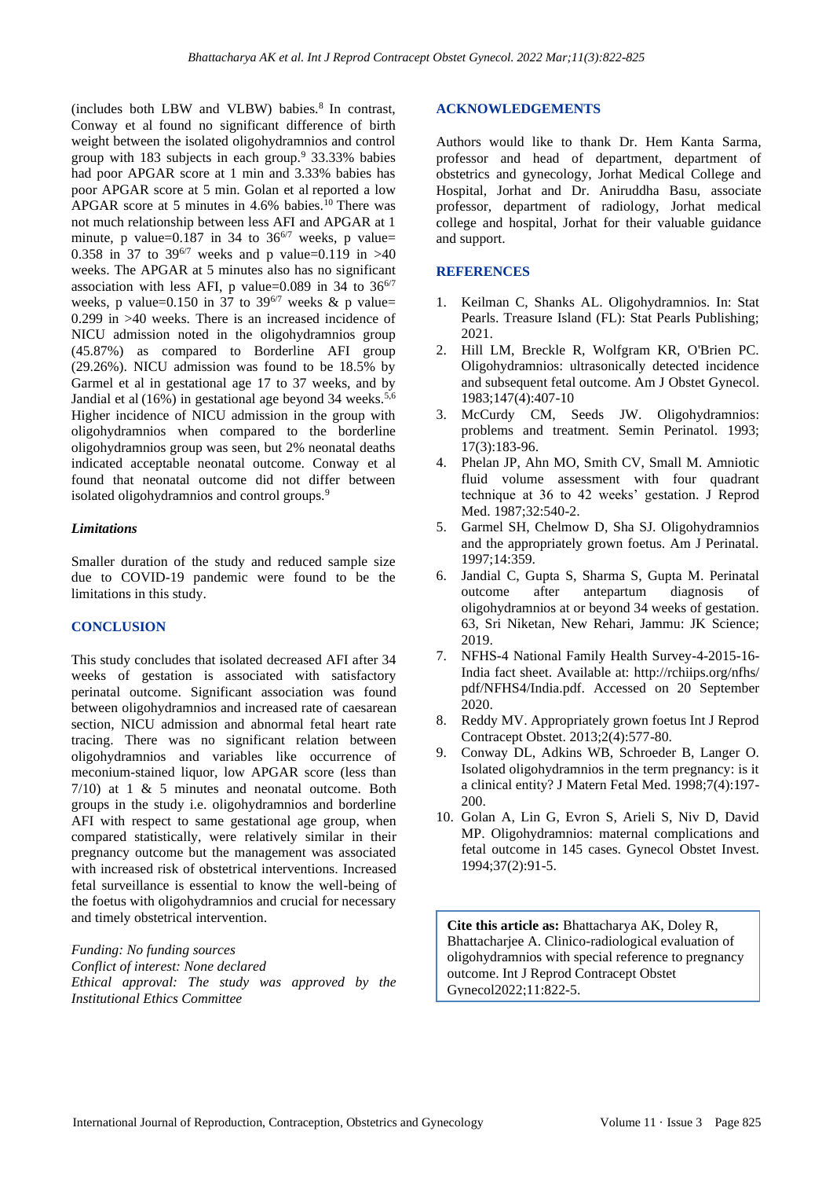(includes both LBW and VLBW) babies.[8] In contrast, Conway et al found no significant difference of birth weight between the isolated oligohydramnios and control group with 183 subjects in each group.[9] 33.33% babies had poor APGAR score at 1 min and 3.33% babies has poor APGAR score at 5 min. Golan et al reported a low APGAR score at 5 minutes in 4.6% babies.[10] There was not much relationship between less AFI and APGAR at 1 minute, p value=0.187 in 34 to $36^{6/7}$ weeks, p value= 0.358 in 37 to $39^{6/7}$ weeks and p value=0.119 in >40 weeks. The APGAR at 5 minutes also has no significant association with less AFI, p value=0.089 in 34 to $36^{6/7}$ weeks, p value=0.150 in 37 to $39^{6/7}$ weeks & p value= 0.299 in >40 weeks. There is an increased incidence of NICU admission noted in the oligohydramnios group (45.87%) as compared to Borderline AFI group (29.26%). NICU admission was found to be 18.5% by Garmel et al in gestational age 17 to 37 weeks, and by Jandial et al (16%) in gestational age beyond 34 weeks.[5,6] Higher incidence of NICU admission in the group with oligohydramnios when compared to the borderline oligohydramnios group was seen, but 2% neonatal deaths indicated acceptable neonatal outcome. Conway et al found that neonatal outcome did not differ between isolated oligohydramnios and control groups.[9]

### *Limitations*

Smaller duration of the study and reduced sample size due to COVID-19 pandemic were found to be the limitations in this study.

## CONCLUSION

This study concludes that isolated decreased AFI after 34 weeks of gestation is associated with satisfactory perinatal outcome. Significant association was found between oligohydramnios and increased rate of caesarean section, NICU admission and abnormal fetal heart rate tracing. There was no significant relation between oligohydramnios and variables like occurrence of meconium-stained liquor, low APGAR score (less than 7/10) at 1 & 5 minutes and neonatal outcome. Both groups in the study i.e. oligohydramnios and borderline AFI with respect to same gestational age group, when compared statistically, were relatively similar in their pregnancy outcome but the management was associated with increased risk of obstetrical interventions. Increased fetal surveillance is essential to know the well-being of the foetus with oligohydramnios and crucial for necessary and timely obstetrical intervention.

*Funding: No funding sources*
*Conflict of interest: None declared*
*Ethical approval: The study was approved by the Institutional Ethics Committee*

## ACKNOWLEDGEMENTS

Authors would like to thank Dr. Hem Kanta Sarma, professor and head of department, department of obstetrics and gynecology, Jorhat Medical College and Hospital, Jorhat and Dr. Aniruddha Basu, associate professor, department of radiology, Jorhat medical college and hospital, Jorhat for their valuable guidance and support.

## REFERENCES

1. Keilman C, Shanks AL. Oligohydramnios. In: Stat Pearls. Treasure Island (FL): Stat Pearls Publishing; 2021.
2. Hill LM, Breckle R, Wolfgram KR, O'Brien PC. Oligohydramnios: ultrasonically detected incidence and subsequent fetal outcome. Am J Obstet Gynecol. 1983;147(4):407-10
3. McCurdy CM, Seeds JW. Oligohydramnios: problems and treatment. Semin Perinatol. 1993; 17(3):183-96.
4. Phelan JP, Ahn MO, Smith CV, Small M. Amniotic fluid volume assessment with four quadrant technique at 36 to 42 weeks' gestation. J Reprod Med. 1987;32:540-2.
5. Garmel SH, Chelmow D, Sha SJ. Oligohydramnios and the appropriately grown foetus. Am J Perinatal. 1997;14:359.
6. Jandial C, Gupta S, Sharma S, Gupta M. Perinatal outcome after antepartum diagnosis of oligohydramnios at or beyond 34 weeks of gestation. 63, Sri Niketan, New Rehari, Jammu: JK Science; 2019.
7. NFHS-4 National Family Health Survey-4-2015-16-India fact sheet. Available at: http://rchiips.org/nfhs/pdf/NFHS4/India.pdf. Accessed on 20 September 2020.
8. Reddy MV. Appropriately grown foetus Int J Reprod Contracept Obstet. 2013;2(4):577-80.
9. Conway DL, Adkins WB, Schroeder B, Langer O. Isolated oligohydramnios in the term pregnancy: is it a clinical entity? J Matern Fetal Med. 1998;7(4):197-200.
10. Golan A, Lin G, Evron S, Arieli S, Niv D, David MP. Oligohydramnios: maternal complications and fetal outcome in 145 cases. Gynecol Obstet Invest. 1994;37(2):91-5.

**Cite this article as:** Bhattacharya AK, Doley R, Bhattacharjee A. Clinico-radiological evaluation of oligohydramnios with special reference to pregnancy outcome. Int J Reprod Contracept Obstet Gynecol2022;11:822-5.